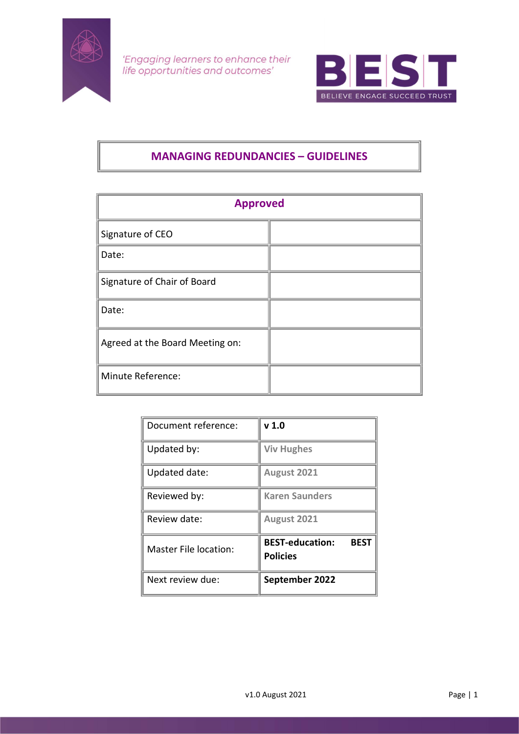*'Engaging learners to enhance their life opportunities and outcomes'*

**BEST**
BELIEVE ENGAGE SUCCEED TRUST

# MANAGING REDUNDANCIES – GUIDELINES

| Approved | |
|---|---|
| Signature of CEO | |
| Date: | |
| Signature of Chair of Board | |
| Date: | |
| Agreed at the Board Meeting on: | |
| Minute Reference: | |

| Document reference: | **v 1.0** |
|---|---|
| Updated by: | **Viv Hughes** |
| Updated date: | **August 2021** |
| Reviewed by: | **Karen Saunders** |
| Review date: | **August 2021** |
| Master File location: | **BEST-education: BEST Policies** |
| Next review due: | **September 2022** |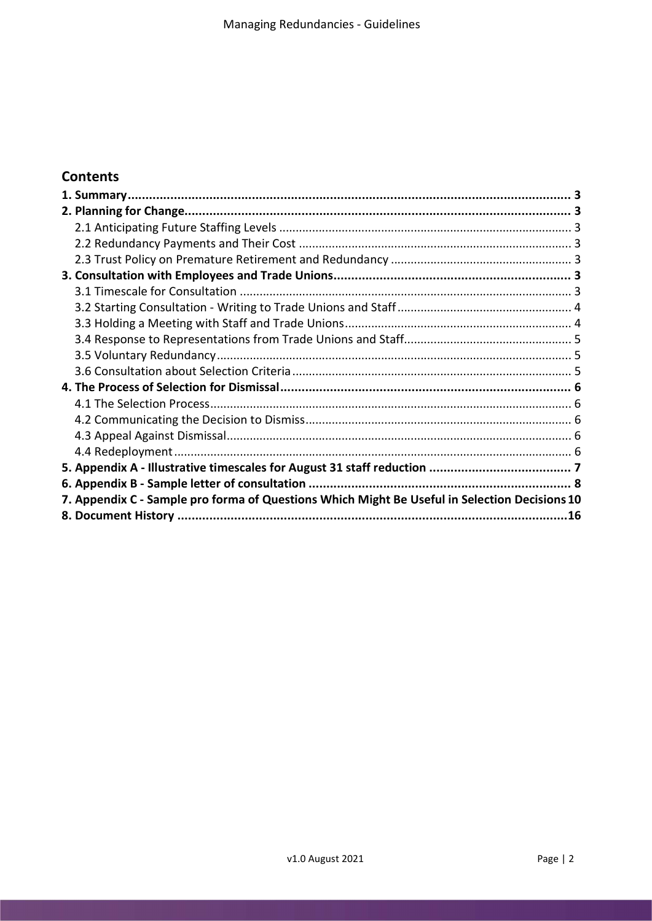## Contents

**1. Summary** ..... **3**

**2. Planning for Change** ..... **3**

- 2.1 Anticipating Future Staffing Levels ..... 3
- 2.2 Redundancy Payments and Their Cost ..... 3
- 2.3 Trust Policy on Premature Retirement and Redundancy ..... 3

**3. Consultation with Employees and Trade Unions** ..... **3**

- 3.1 Timescale for Consultation ..... 3
- 3.2 Starting Consultation - Writing to Trade Unions and Staff ..... 4
- 3.3 Holding a Meeting with Staff and Trade Unions ..... 4
- 3.4 Response to Representations from Trade Unions and Staff ..... 5
- 3.5 Voluntary Redundancy ..... 5
- 3.6 Consultation about Selection Criteria ..... 5

**4. The Process of Selection for Dismissal** ..... **6**

- 4.1 The Selection Process ..... 6
- 4.2 Communicating the Decision to Dismiss ..... 6
- 4.3 Appeal Against Dismissal ..... 6
- 4.4 Redeployment ..... 6

**5. Appendix A - Illustrative timescales for August 31 staff reduction** ..... **7**

**6. Appendix B - Sample letter of consultation** ..... **8**

**7. Appendix C - Sample pro forma of Questions Which Might Be Useful in Selection Decisions** ..... **10**

**8. Document History** ..... **16**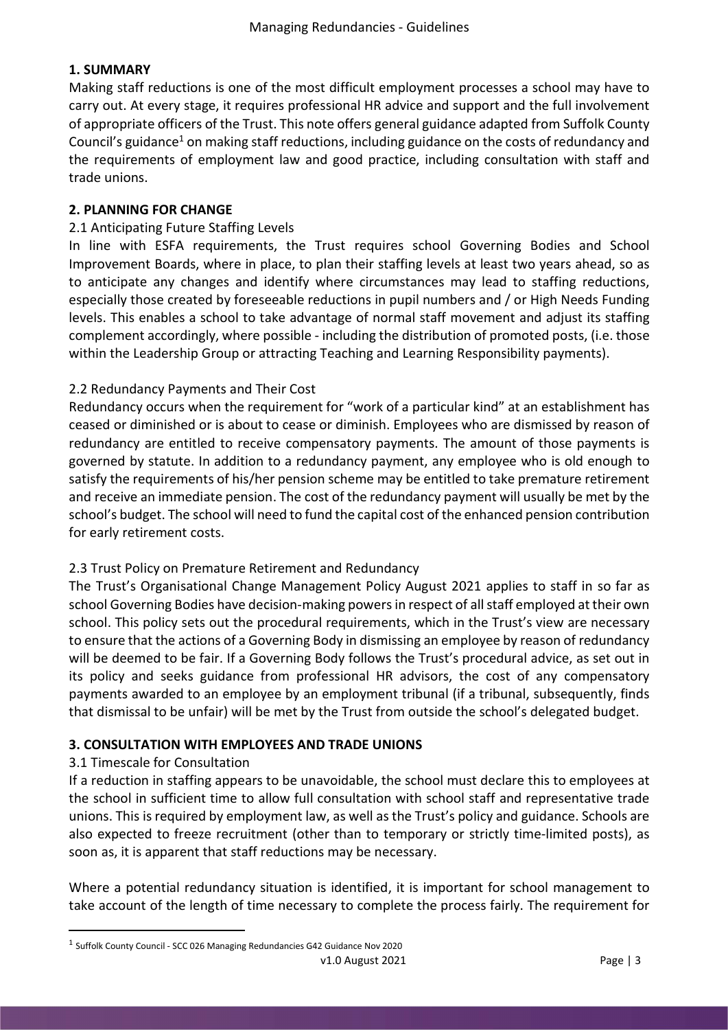## 1. SUMMARY

Making staff reductions is one of the most difficult employment processes a school may have to carry out. At every stage, it requires professional HR advice and support and the full involvement of appropriate officers of the Trust. This note offers general guidance adapted from Suffolk County Council's guidance[1] on making staff reductions, including guidance on the costs of redundancy and the requirements of employment law and good practice, including consultation with staff and trade unions.

## 2. PLANNING FOR CHANGE

### 2.1 Anticipating Future Staffing Levels

In line with ESFA requirements, the Trust requires school Governing Bodies and School Improvement Boards, where in place, to plan their staffing levels at least two years ahead, so as to anticipate any changes and identify where circumstances may lead to staffing reductions, especially those created by foreseeable reductions in pupil numbers and / or High Needs Funding levels. This enables a school to take advantage of normal staff movement and adjust its staffing complement accordingly, where possible - including the distribution of promoted posts, (i.e. those within the Leadership Group or attracting Teaching and Learning Responsibility payments).

### 2.2 Redundancy Payments and Their Cost

Redundancy occurs when the requirement for "work of a particular kind" at an establishment has ceased or diminished or is about to cease or diminish. Employees who are dismissed by reason of redundancy are entitled to receive compensatory payments. The amount of those payments is governed by statute. In addition to a redundancy payment, any employee who is old enough to satisfy the requirements of his/her pension scheme may be entitled to take premature retirement and receive an immediate pension. The cost of the redundancy payment will usually be met by the school's budget. The school will need to fund the capital cost of the enhanced pension contribution for early retirement costs.

### 2.3 Trust Policy on Premature Retirement and Redundancy

The Trust's Organisational Change Management Policy August 2021 applies to staff in so far as school Governing Bodies have decision-making powers in respect of all staff employed at their own school. This policy sets out the procedural requirements, which in the Trust's view are necessary to ensure that the actions of a Governing Body in dismissing an employee by reason of redundancy will be deemed to be fair. If a Governing Body follows the Trust's procedural advice, as set out in its policy and seeks guidance from professional HR advisors, the cost of any compensatory payments awarded to an employee by an employment tribunal (if a tribunal, subsequently, finds that dismissal to be unfair) will be met by the Trust from outside the school's delegated budget.

## 3. CONSULTATION WITH EMPLOYEES AND TRADE UNIONS

### 3.1 Timescale for Consultation

If a reduction in staffing appears to be unavoidable, the school must declare this to employees at the school in sufficient time to allow full consultation with school staff and representative trade unions. This is required by employment law, as well as the Trust's policy and guidance. Schools are also expected to freeze recruitment (other than to temporary or strictly time-limited posts), as soon as, it is apparent that staff reductions may be necessary.

Where a potential redundancy situation is identified, it is important for school management to take account of the length of time necessary to complete the process fairly. The requirement for

[1] Suffolk County Council - SCC 026 Managing Redundancies G42 Guidance Nov 2020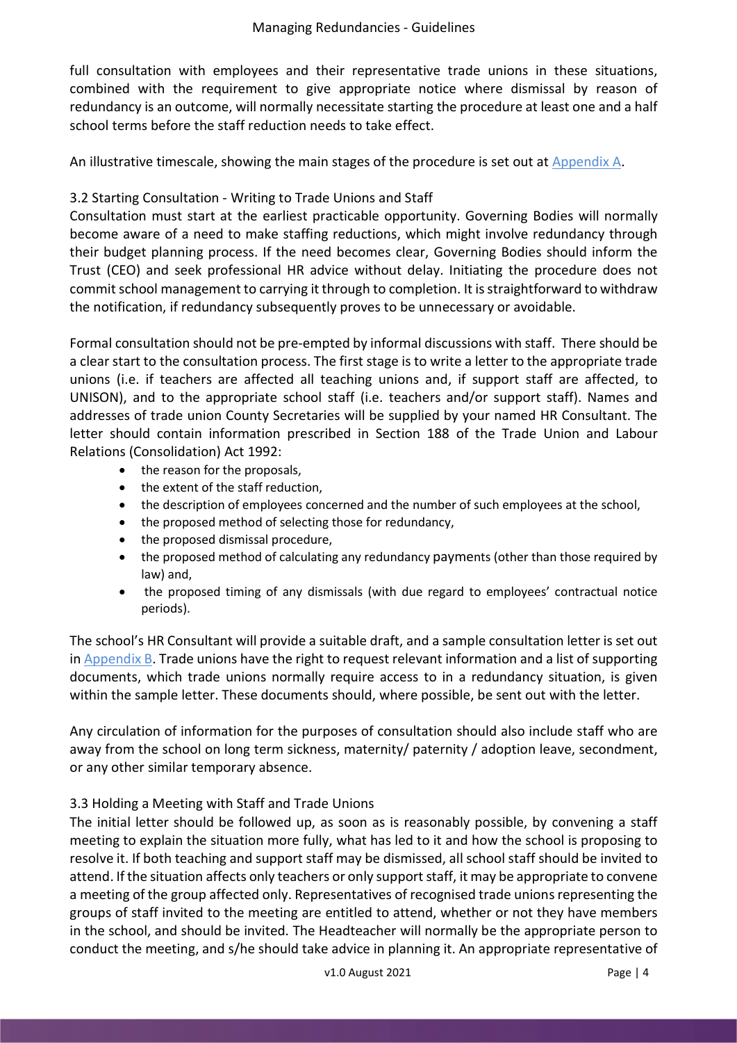full consultation with employees and their representative trade unions in these situations, combined with the requirement to give appropriate notice where dismissal by reason of redundancy is an outcome, will normally necessitate starting the procedure at least one and a half school terms before the staff reduction needs to take effect.

An illustrative timescale, showing the main stages of the procedure is set out at Appendix A.

### 3.2 Starting Consultation - Writing to Trade Unions and Staff

Consultation must start at the earliest practicable opportunity. Governing Bodies will normally become aware of a need to make staffing reductions, which might involve redundancy through their budget planning process. If the need becomes clear, Governing Bodies should inform the Trust (CEO) and seek professional HR advice without delay. Initiating the procedure does not commit school management to carrying it through to completion. It is straightforward to withdraw the notification, if redundancy subsequently proves to be unnecessary or avoidable.

Formal consultation should not be pre-empted by informal discussions with staff. There should be a clear start to the consultation process. The first stage is to write a letter to the appropriate trade unions (i.e. if teachers are affected all teaching unions and, if support staff are affected, to UNISON), and to the appropriate school staff (i.e. teachers and/or support staff). Names and addresses of trade union County Secretaries will be supplied by your named HR Consultant. The letter should contain information prescribed in Section 188 of the Trade Union and Labour Relations (Consolidation) Act 1992:

- the reason for the proposals,
- the extent of the staff reduction,
- the description of employees concerned and the number of such employees at the school,
- the proposed method of selecting those for redundancy,
- the proposed dismissal procedure,
- the proposed method of calculating any redundancy payments (other than those required by law) and,
- the proposed timing of any dismissals (with due regard to employees' contractual notice periods).

The school's HR Consultant will provide a suitable draft, and a sample consultation letter is set out in Appendix B. Trade unions have the right to request relevant information and a list of supporting documents, which trade unions normally require access to in a redundancy situation, is given within the sample letter. These documents should, where possible, be sent out with the letter.

Any circulation of information for the purposes of consultation should also include staff who are away from the school on long term sickness, maternity/ paternity / adoption leave, secondment, or any other similar temporary absence.

### 3.3 Holding a Meeting with Staff and Trade Unions

The initial letter should be followed up, as soon as is reasonably possible, by convening a staff meeting to explain the situation more fully, what has led to it and how the school is proposing to resolve it. If both teaching and support staff may be dismissed, all school staff should be invited to attend. If the situation affects only teachers or only support staff, it may be appropriate to convene a meeting of the group affected only. Representatives of recognised trade unions representing the groups of staff invited to the meeting are entitled to attend, whether or not they have members in the school, and should be invited. The Headteacher will normally be the appropriate person to conduct the meeting, and s/he should take advice in planning it. An appropriate representative of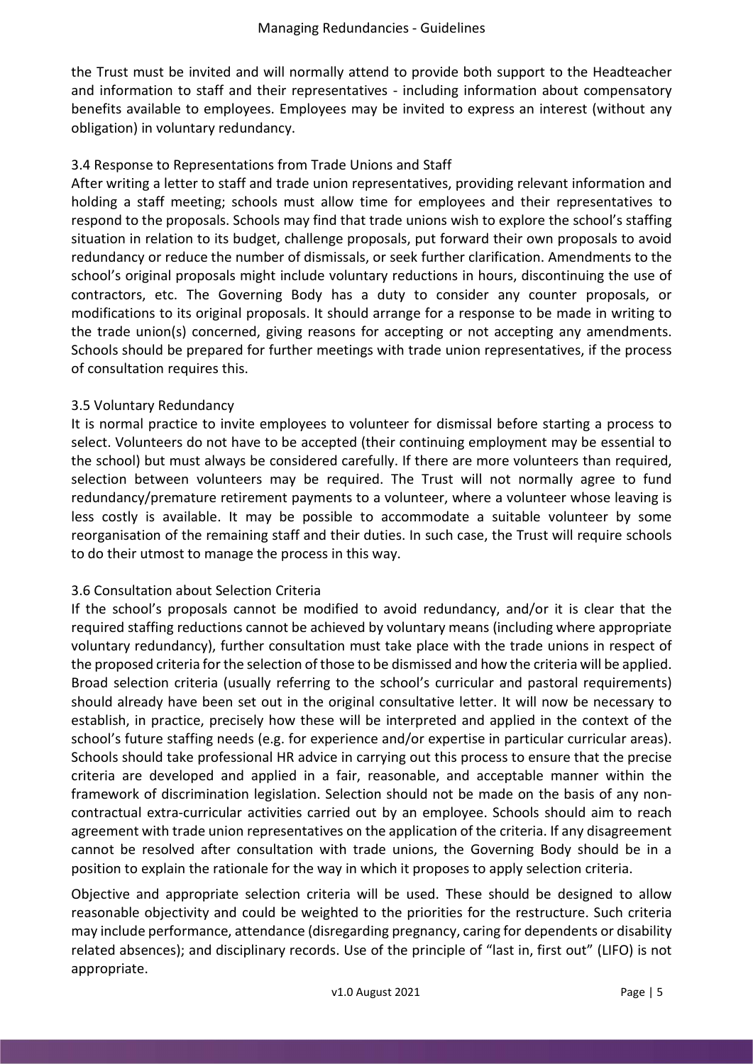the Trust must be invited and will normally attend to provide both support to the Headteacher and information to staff and their representatives - including information about compensatory benefits available to employees. Employees may be invited to express an interest (without any obligation) in voluntary redundancy.

### 3.4 Response to Representations from Trade Unions and Staff

After writing a letter to staff and trade union representatives, providing relevant information and holding a staff meeting; schools must allow time for employees and their representatives to respond to the proposals. Schools may find that trade unions wish to explore the school's staffing situation in relation to its budget, challenge proposals, put forward their own proposals to avoid redundancy or reduce the number of dismissals, or seek further clarification. Amendments to the school's original proposals might include voluntary reductions in hours, discontinuing the use of contractors, etc. The Governing Body has a duty to consider any counter proposals, or modifications to its original proposals. It should arrange for a response to be made in writing to the trade union(s) concerned, giving reasons for accepting or not accepting any amendments. Schools should be prepared for further meetings with trade union representatives, if the process of consultation requires this.

### 3.5 Voluntary Redundancy

It is normal practice to invite employees to volunteer for dismissal before starting a process to select. Volunteers do not have to be accepted (their continuing employment may be essential to the school) but must always be considered carefully. If there are more volunteers than required, selection between volunteers may be required. The Trust will not normally agree to fund redundancy/premature retirement payments to a volunteer, where a volunteer whose leaving is less costly is available. It may be possible to accommodate a suitable volunteer by some reorganisation of the remaining staff and their duties. In such case, the Trust will require schools to do their utmost to manage the process in this way.

### 3.6 Consultation about Selection Criteria

If the school's proposals cannot be modified to avoid redundancy, and/or it is clear that the required staffing reductions cannot be achieved by voluntary means (including where appropriate voluntary redundancy), further consultation must take place with the trade unions in respect of the proposed criteria for the selection of those to be dismissed and how the criteria will be applied. Broad selection criteria (usually referring to the school's curricular and pastoral requirements) should already have been set out in the original consultative letter. It will now be necessary to establish, in practice, precisely how these will be interpreted and applied in the context of the school's future staffing needs (e.g. for experience and/or expertise in particular curricular areas). Schools should take professional HR advice in carrying out this process to ensure that the precise criteria are developed and applied in a fair, reasonable, and acceptable manner within the framework of discrimination legislation. Selection should not be made on the basis of any non-contractual extra-curricular activities carried out by an employee. Schools should aim to reach agreement with trade union representatives on the application of the criteria. If any disagreement cannot be resolved after consultation with trade unions, the Governing Body should be in a position to explain the rationale for the way in which it proposes to apply selection criteria.

Objective and appropriate selection criteria will be used. These should be designed to allow reasonable objectivity and could be weighted to the priorities for the restructure. Such criteria may include performance, attendance (disregarding pregnancy, caring for dependents or disability related absences); and disciplinary records. Use of the principle of "last in, first out" (LIFO) is not appropriate.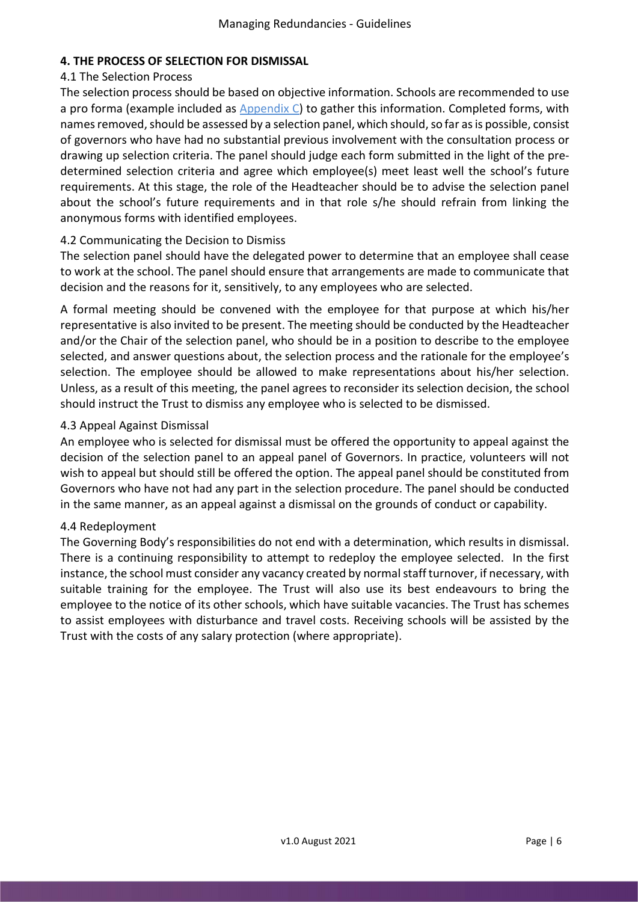## 4. THE PROCESS OF SELECTION FOR DISMISSAL

### 4.1 The Selection Process

The selection process should be based on objective information. Schools are recommended to use a pro forma (example included as Appendix C) to gather this information. Completed forms, with names removed, should be assessed by a selection panel, which should, so far as is possible, consist of governors who have had no substantial previous involvement with the consultation process or drawing up selection criteria. The panel should judge each form submitted in the light of the pre-determined selection criteria and agree which employee(s) meet least well the school's future requirements. At this stage, the role of the Headteacher should be to advise the selection panel about the school's future requirements and in that role s/he should refrain from linking the anonymous forms with identified employees.

### 4.2 Communicating the Decision to Dismiss

The selection panel should have the delegated power to determine that an employee shall cease to work at the school. The panel should ensure that arrangements are made to communicate that decision and the reasons for it, sensitively, to any employees who are selected.

A formal meeting should be convened with the employee for that purpose at which his/her representative is also invited to be present. The meeting should be conducted by the Headteacher and/or the Chair of the selection panel, who should be in a position to describe to the employee selected, and answer questions about, the selection process and the rationale for the employee's selection. The employee should be allowed to make representations about his/her selection. Unless, as a result of this meeting, the panel agrees to reconsider its selection decision, the school should instruct the Trust to dismiss any employee who is selected to be dismissed.

### 4.3 Appeal Against Dismissal

An employee who is selected for dismissal must be offered the opportunity to appeal against the decision of the selection panel to an appeal panel of Governors. In practice, volunteers will not wish to appeal but should still be offered the option. The appeal panel should be constituted from Governors who have not had any part in the selection procedure. The panel should be conducted in the same manner, as an appeal against a dismissal on the grounds of conduct or capability.

### 4.4 Redeployment

The Governing Body's responsibilities do not end with a determination, which results in dismissal. There is a continuing responsibility to attempt to redeploy the employee selected. In the first instance, the school must consider any vacancy created by normal staff turnover, if necessary, with suitable training for the employee. The Trust will also use its best endeavours to bring the employee to the notice of its other schools, which have suitable vacancies. The Trust has schemes to assist employees with disturbance and travel costs. Receiving schools will be assisted by the Trust with the costs of any salary protection (where appropriate).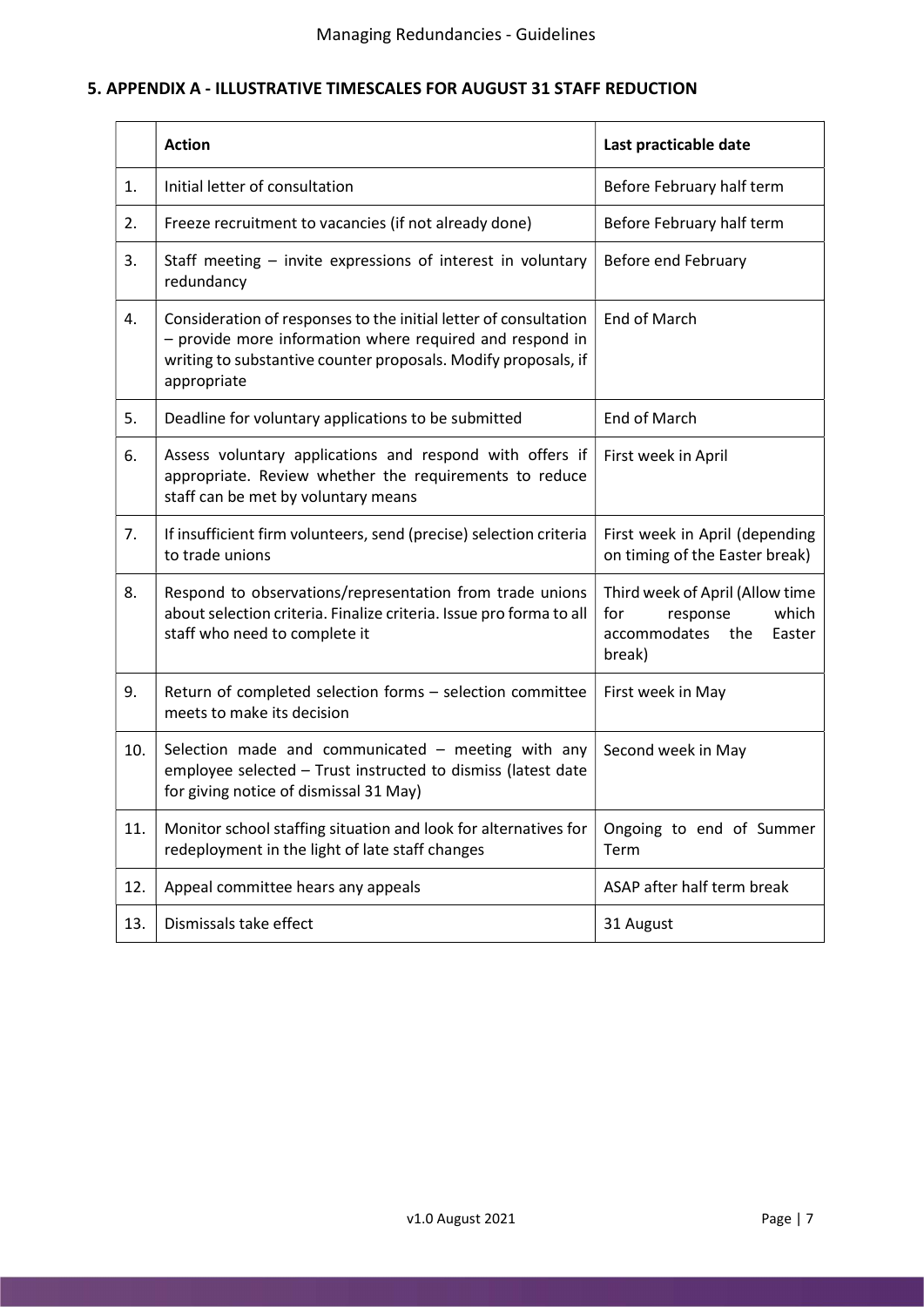## 5. APPENDIX A - ILLUSTRATIVE TIMESCALES FOR AUGUST 31 STAFF REDUCTION

| | Action | Last practicable date |
|---|---|---|
| 1. | Initial letter of consultation | Before February half term |
| 2. | Freeze recruitment to vacancies (if not already done) | Before February half term |
| 3. | Staff meeting – invite expressions of interest in voluntary redundancy | Before end February |
| 4. | Consideration of responses to the initial letter of consultation – provide more information where required and respond in writing to substantive counter proposals. Modify proposals, if appropriate | End of March |
| 5. | Deadline for voluntary applications to be submitted | End of March |
| 6. | Assess voluntary applications and respond with offers if appropriate. Review whether the requirements to reduce staff can be met by voluntary means | First week in April |
| 7. | If insufficient firm volunteers, send (precise) selection criteria to trade unions | First week in April (depending on timing of the Easter break) |
| 8. | Respond to observations/representation from trade unions about selection criteria. Finalize criteria. Issue pro forma to all staff who need to complete it | Third week of April (Allow time for response which accommodates the Easter break) |
| 9. | Return of completed selection forms – selection committee meets to make its decision | First week in May |
| 10. | Selection made and communicated – meeting with any employee selected – Trust instructed to dismiss (latest date for giving notice of dismissal 31 May) | Second week in May |
| 11. | Monitor school staffing situation and look for alternatives for redeployment in the light of late staff changes | Ongoing to end of Summer Term |
| 12. | Appeal committee hears any appeals | ASAP after half term break |
| 13. | Dismissals take effect | 31 August |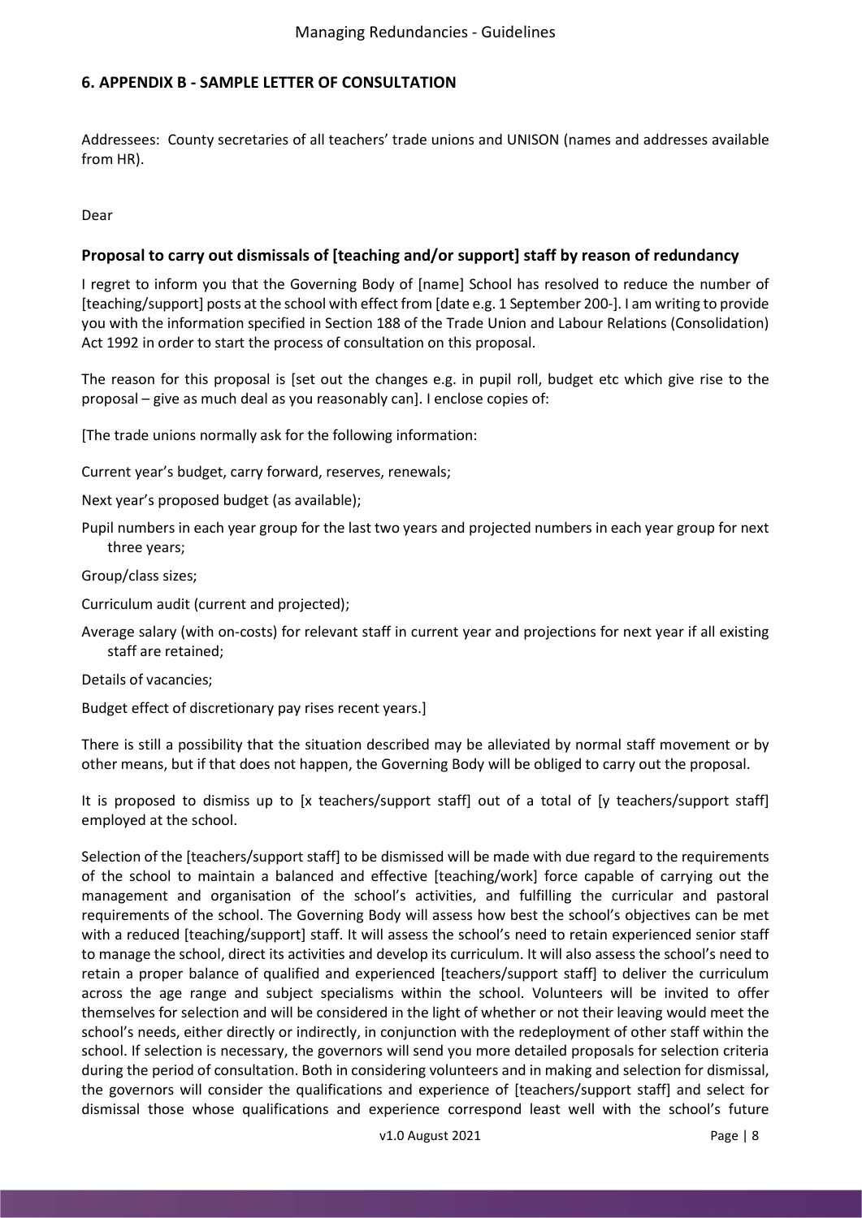## 6. APPENDIX B - SAMPLE LETTER OF CONSULTATION

Addressees: County secretaries of all teachers' trade unions and UNISON (names and addresses available from HR).

Dear

### Proposal to carry out dismissals of [teaching and/or support] staff by reason of redundancy

I regret to inform you that the Governing Body of [name] School has resolved to reduce the number of [teaching/support] posts at the school with effect from [date e.g. 1 September 200-]. I am writing to provide you with the information specified in Section 188 of the Trade Union and Labour Relations (Consolidation) Act 1992 in order to start the process of consultation on this proposal.

The reason for this proposal is [set out the changes e.g. in pupil roll, budget etc which give rise to the proposal – give as much deal as you reasonably can]. I enclose copies of:

[The trade unions normally ask for the following information:

Current year's budget, carry forward, reserves, renewals;

Next year's proposed budget (as available);

Pupil numbers in each year group for the last two years and projected numbers in each year group for next three years;

Group/class sizes;

Curriculum audit (current and projected);

Average salary (with on-costs) for relevant staff in current year and projections for next year if all existing staff are retained;

Details of vacancies;

Budget effect of discretionary pay rises recent years.]

There is still a possibility that the situation described may be alleviated by normal staff movement or by other means, but if that does not happen, the Governing Body will be obliged to carry out the proposal.

It is proposed to dismiss up to [x teachers/support staff] out of a total of [y teachers/support staff] employed at the school.

Selection of the [teachers/support staff] to be dismissed will be made with due regard to the requirements of the school to maintain a balanced and effective [teaching/work] force capable of carrying out the management and organisation of the school's activities, and fulfilling the curricular and pastoral requirements of the school. The Governing Body will assess how best the school's objectives can be met with a reduced [teaching/support] staff. It will assess the school's need to retain experienced senior staff to manage the school, direct its activities and develop its curriculum. It will also assess the school's need to retain a proper balance of qualified and experienced [teachers/support staff] to deliver the curriculum across the age range and subject specialisms within the school. Volunteers will be invited to offer themselves for selection and will be considered in the light of whether or not their leaving would meet the school's needs, either directly or indirectly, in conjunction with the redeployment of other staff within the school. If selection is necessary, the governors will send you more detailed proposals for selection criteria during the period of consultation. Both in considering volunteers and in making and selection for dismissal, the governors will consider the qualifications and experience of [teachers/support staff] and select for dismissal those whose qualifications and experience correspond least well with the school's future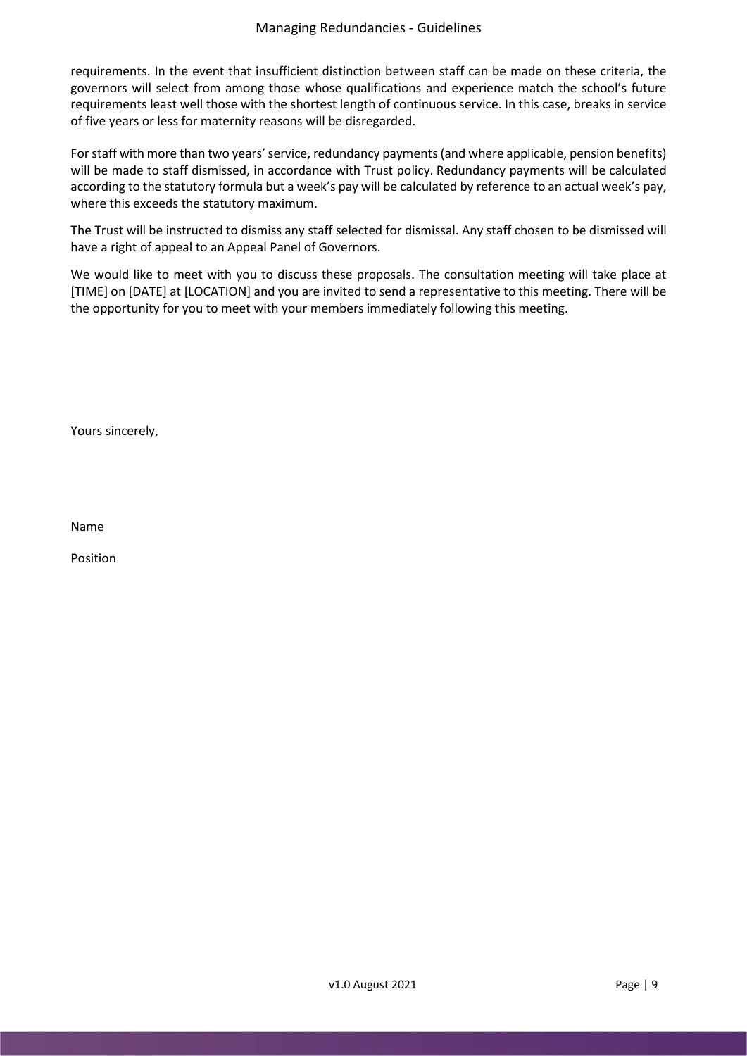requirements. In the event that insufficient distinction between staff can be made on these criteria, the governors will select from among those whose qualifications and experience match the school's future requirements least well those with the shortest length of continuous service. In this case, breaks in service of five years or less for maternity reasons will be disregarded.

For staff with more than two years' service, redundancy payments (and where applicable, pension benefits) will be made to staff dismissed, in accordance with Trust policy. Redundancy payments will be calculated according to the statutory formula but a week's pay will be calculated by reference to an actual week's pay, where this exceeds the statutory maximum.

The Trust will be instructed to dismiss any staff selected for dismissal. Any staff chosen to be dismissed will have a right of appeal to an Appeal Panel of Governors.

We would like to meet with you to discuss these proposals. The consultation meeting will take place at [TIME] on [DATE] at [LOCATION] and you are invited to send a representative to this meeting. There will be the opportunity for you to meet with your members immediately following this meeting.

Yours sincerely,

Name

Position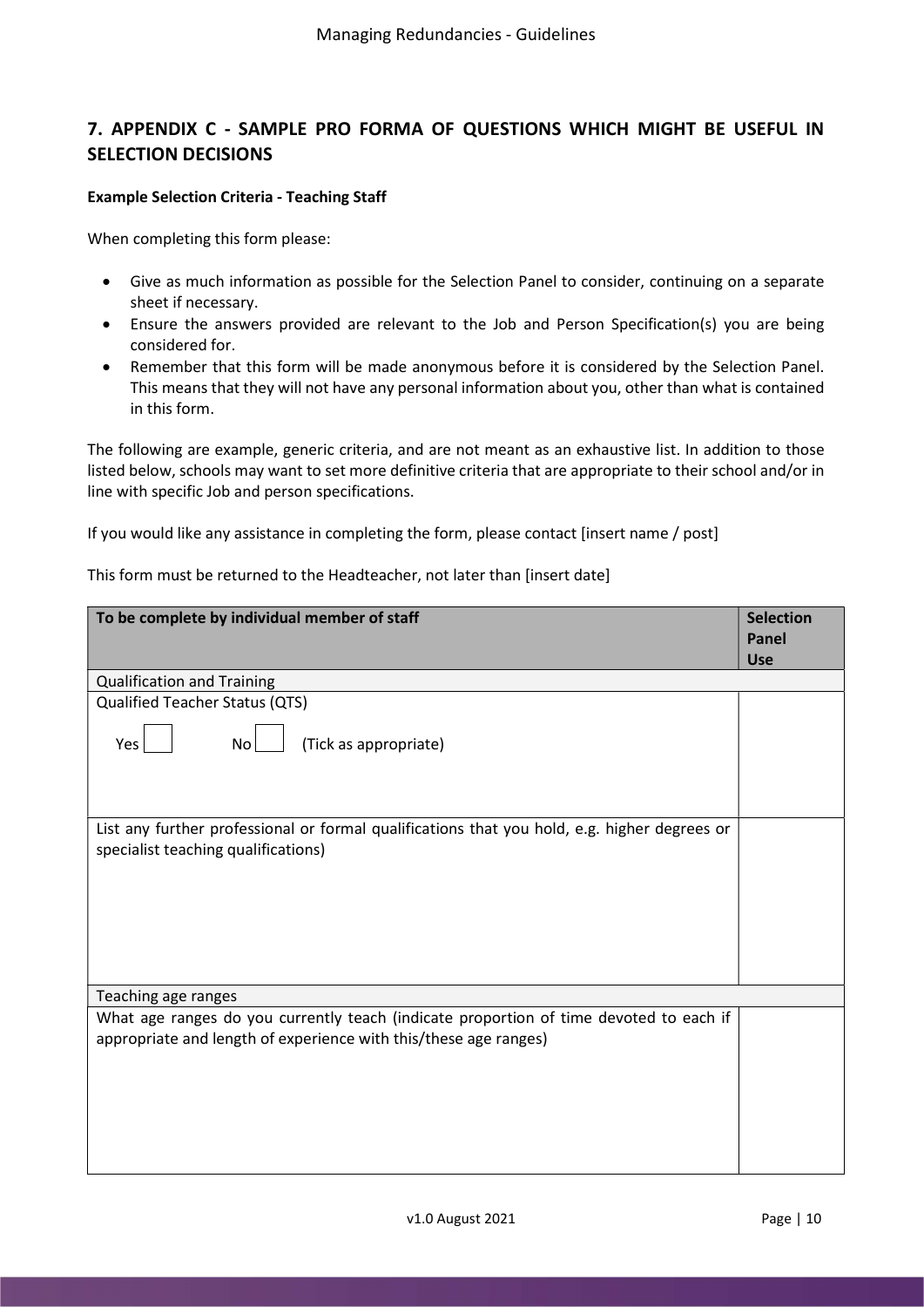## 7. APPENDIX C - SAMPLE PRO FORMA OF QUESTIONS WHICH MIGHT BE USEFUL IN SELECTION DECISIONS

**Example Selection Criteria - Teaching Staff**

When completing this form please:

- Give as much information as possible for the Selection Panel to consider, continuing on a separate sheet if necessary.
- Ensure the answers provided are relevant to the Job and Person Specification(s) you are being considered for.
- Remember that this form will be made anonymous before it is considered by the Selection Panel. This means that they will not have any personal information about you, other than what is contained in this form.

The following are example, generic criteria, and are not meant as an exhaustive list. In addition to those listed below, schools may want to set more definitive criteria that are appropriate to their school and/or in line with specific Job and person specifications.

If you would like any assistance in completing the form, please contact [insert name / post]

This form must be returned to the Headteacher, not later than [insert date]

| To be complete by individual member of staff | Selection Panel Use |
|---|---|
| Qualification and Training | |
| Qualified Teacher Status (QTS)<br><br>Yes ☐ No ☐ (Tick as appropriate) | |
| List any further professional or formal qualifications that you hold, e.g. higher degrees or specialist teaching qualifications) | |
| Teaching age ranges | |
| What age ranges do you currently teach (indicate proportion of time devoted to each if appropriate and length of experience with this/these age ranges) | |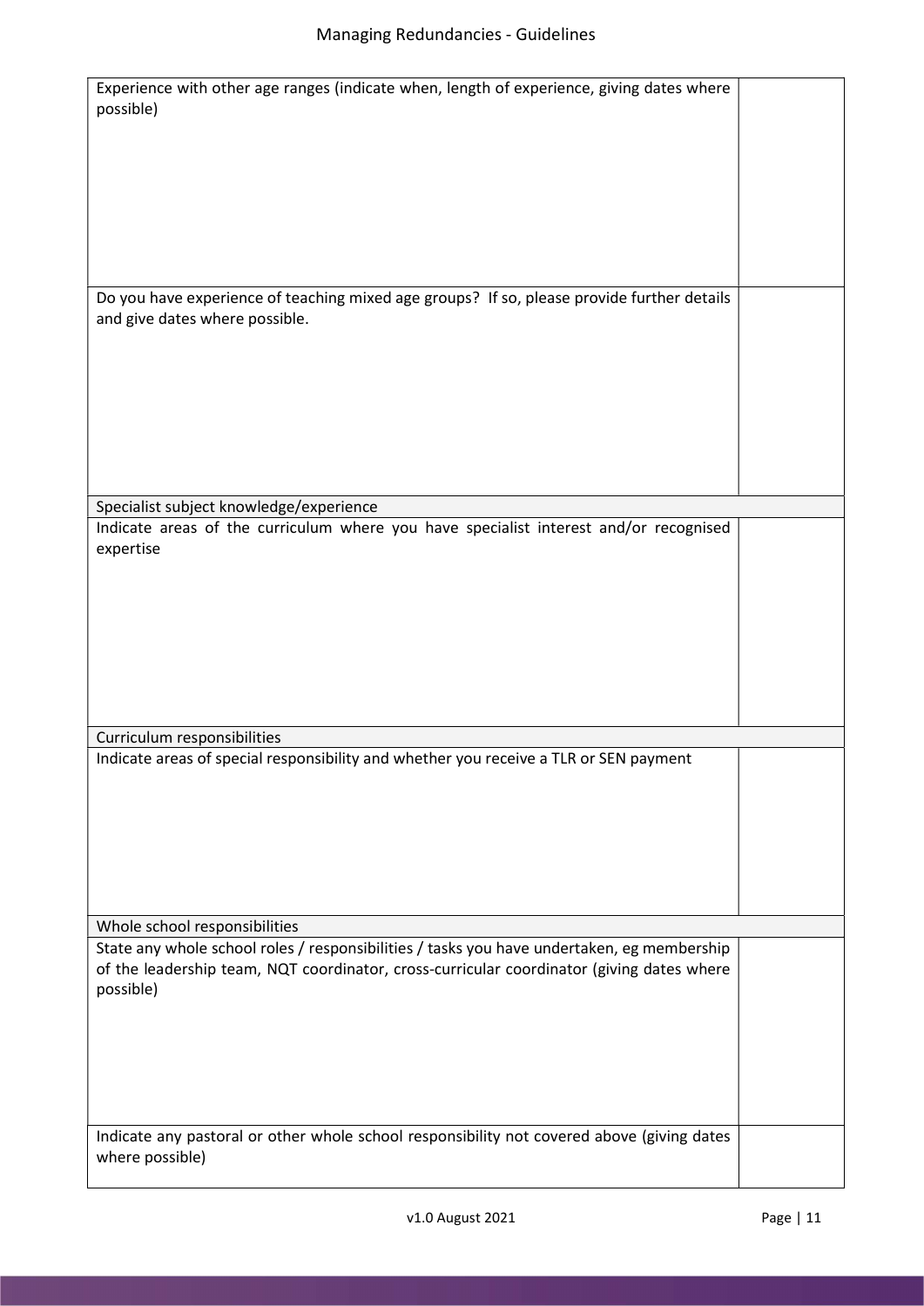| | |
|---|---|
| Experience with other age ranges (indicate when, length of experience, giving dates where possible) | |
| Do you have experience of teaching mixed age groups? If so, please provide further details and give dates where possible. | |
| **Specialist subject knowledge/experience** | |
| Indicate areas of the curriculum where you have specialist interest and/or recognised expertise | |
| **Curriculum responsibilities** | |
| Indicate areas of special responsibility and whether you receive a TLR or SEN payment | |
| **Whole school responsibilities** | |
| State any whole school roles / responsibilities / tasks you have undertaken, eg membership of the leadership team, NQT coordinator, cross-curricular coordinator (giving dates where possible) | |
| Indicate any pastoral or other whole school responsibility not covered above (giving dates where possible) | |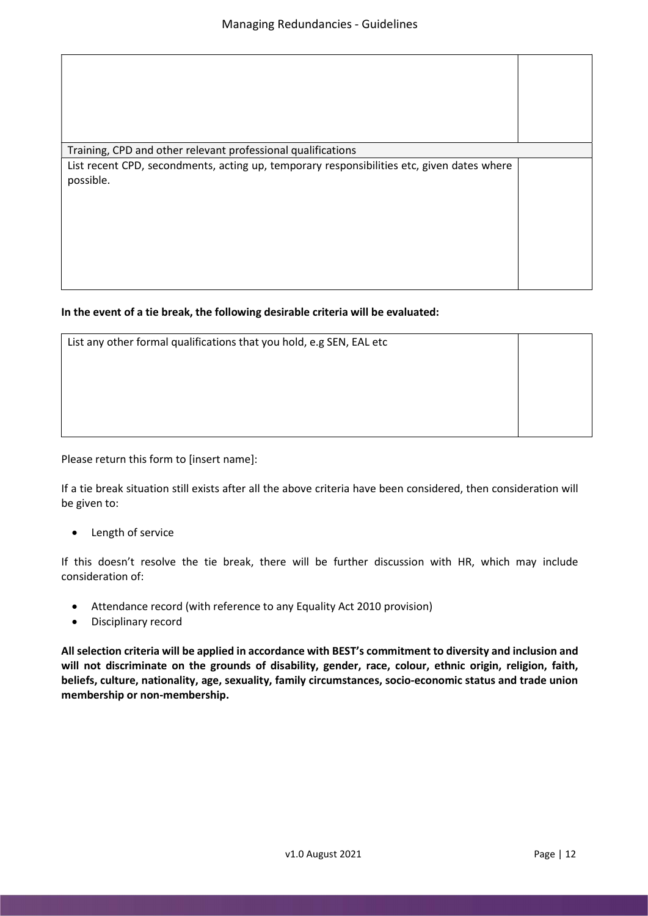| | |
|---|---|
| | |
| Training, CPD and other relevant professional qualifications | |
| List recent CPD, secondments, acting up, temporary responsibilities etc, given dates where possible. | |

**In the event of a tie break, the following desirable criteria will be evaluated:**

| | |
|---|---|
| List any other formal qualifications that you hold, e.g SEN, EAL etc | |

Please return this form to [insert name]:

If a tie break situation still exists after all the above criteria have been considered, then consideration will be given to:

- Length of service

If this doesn't resolve the tie break, there will be further discussion with HR, which may include consideration of:

- Attendance record (with reference to any Equality Act 2010 provision)
- Disciplinary record

**All selection criteria will be applied in accordance with BEST's commitment to diversity and inclusion and will not discriminate on the grounds of disability, gender, race, colour, ethnic origin, religion, faith, beliefs, culture, nationality, age, sexuality, family circumstances, socio-economic status and trade union membership or non-membership.**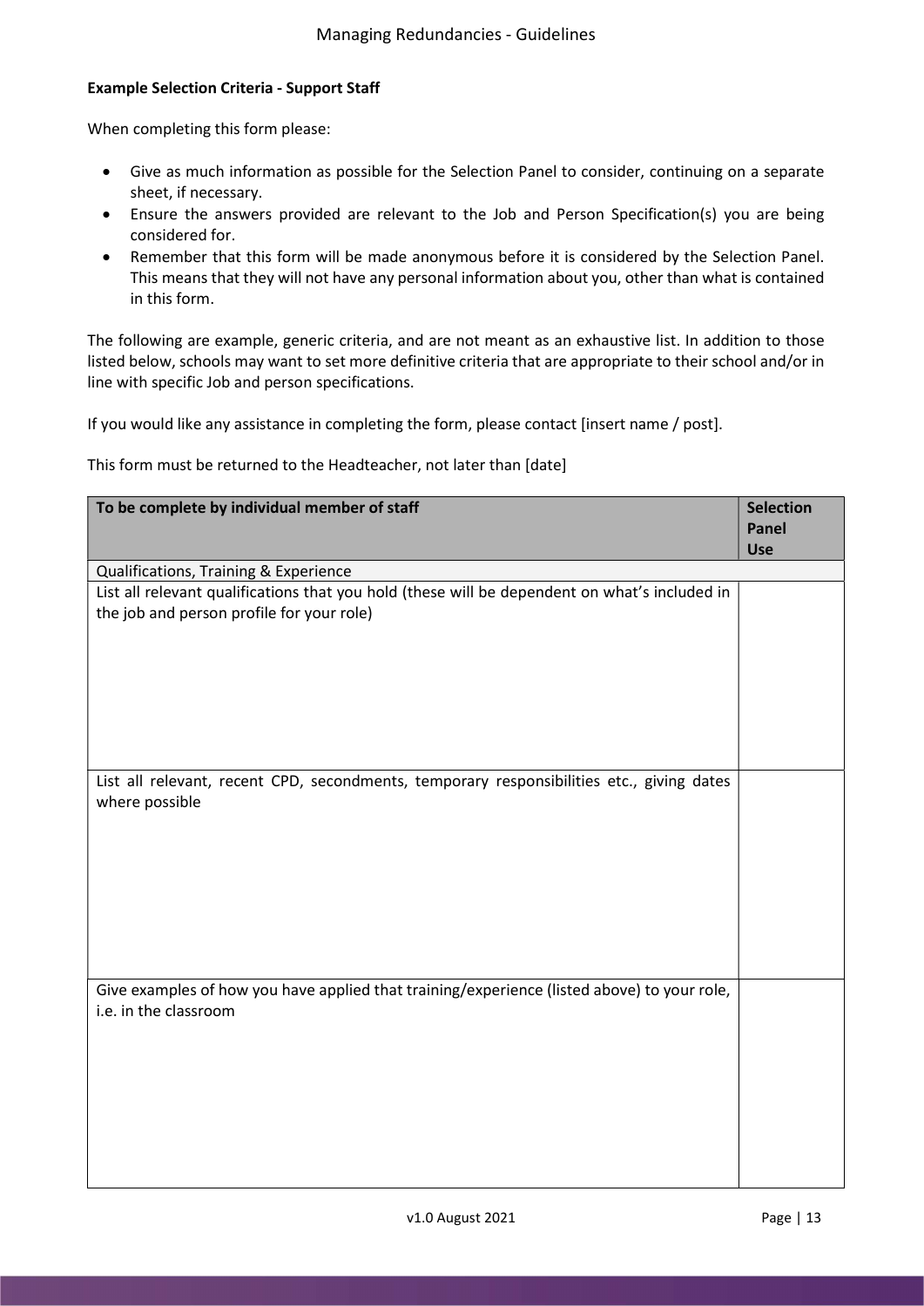**Example Selection Criteria - Support Staff**

When completing this form please:

- Give as much information as possible for the Selection Panel to consider, continuing on a separate sheet, if necessary.
- Ensure the answers provided are relevant to the Job and Person Specification(s) you are being considered for.
- Remember that this form will be made anonymous before it is considered by the Selection Panel. This means that they will not have any personal information about you, other than what is contained in this form.

The following are example, generic criteria, and are not meant as an exhaustive list. In addition to those listed below, schools may want to set more definitive criteria that are appropriate to their school and/or in line with specific Job and person specifications.

If you would like any assistance in completing the form, please contact [insert name / post].

This form must be returned to the Headteacher, not later than [date]

| To be complete by individual member of staff | Selection Panel Use |
|---|---|
| Qualifications, Training & Experience | |
| List all relevant qualifications that you hold (these will be dependent on what's included in the job and person profile for your role) | |
| List all relevant, recent CPD, secondments, temporary responsibilities etc., giving dates where possible | |
| Give examples of how you have applied that training/experience (listed above) to your role, i.e. in the classroom | |

v1.0 August 2021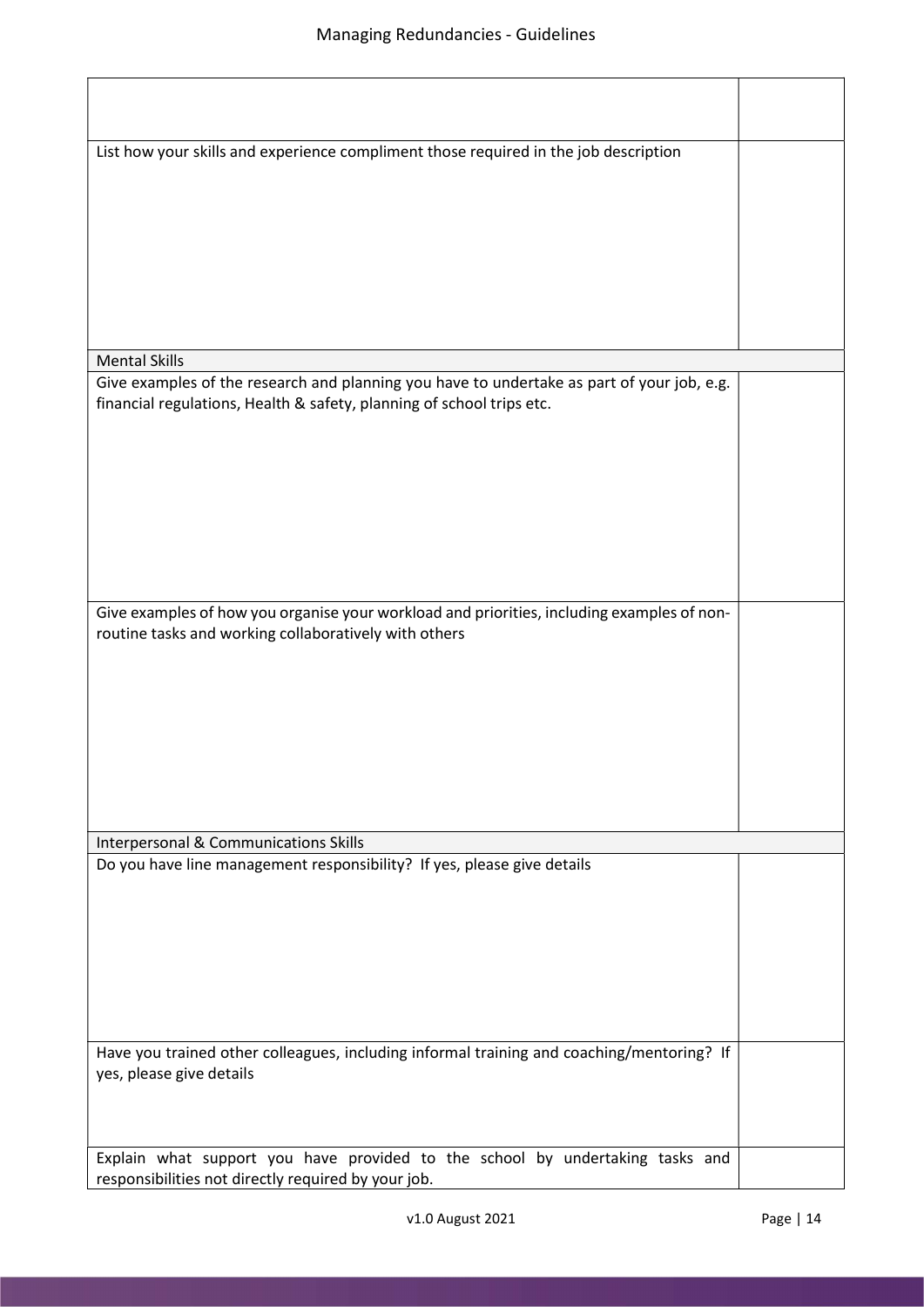| | |
|---|---|
| | |
| List how your skills and experience compliment those required in the job description | |
| **Mental Skills** | |
| Give examples of the research and planning you have to undertake as part of your job, e.g. financial regulations, Health & safety, planning of school trips etc. | |
| Give examples of how you organise your workload and priorities, including examples of non-routine tasks and working collaboratively with others | |
| **Interpersonal & Communications Skills** | |
| Do you have line management responsibility? If yes, please give details | |
| Have you trained other colleagues, including informal training and coaching/mentoring? If yes, please give details | |
| Explain what support you have provided to the school by undertaking tasks and responsibilities not directly required by your job. | |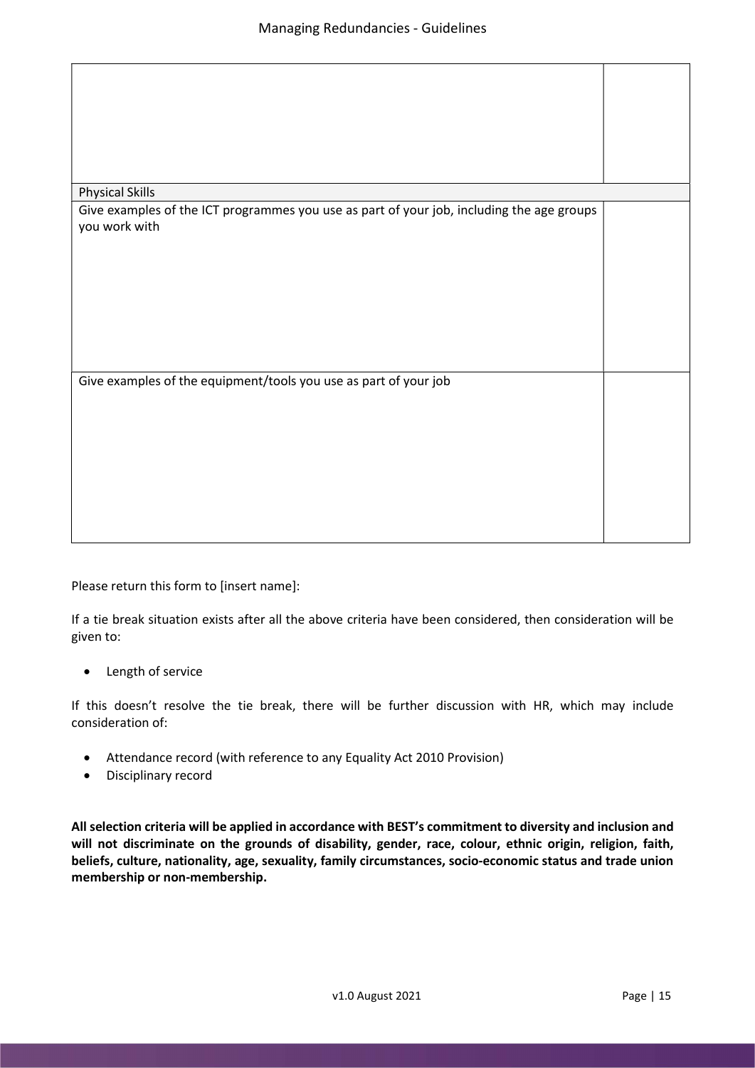| | |
|---|---|
| | |
| Physical Skills | |
| Give examples of the ICT programmes you use as part of your job, including the age groups you work with | |
| Give examples of the equipment/tools you use as part of your job | |

Please return this form to [insert name]:

If a tie break situation exists after all the above criteria have been considered, then consideration will be given to:

- Length of service

If this doesn't resolve the tie break, there will be further discussion with HR, which may include consideration of:

- Attendance record (with reference to any Equality Act 2010 Provision)
- Disciplinary record

**All selection criteria will be applied in accordance with BEST's commitment to diversity and inclusion and will not discriminate on the grounds of disability, gender, race, colour, ethnic origin, religion, faith, beliefs, culture, nationality, age, sexuality, family circumstances, socio-economic status and trade union membership or non-membership.**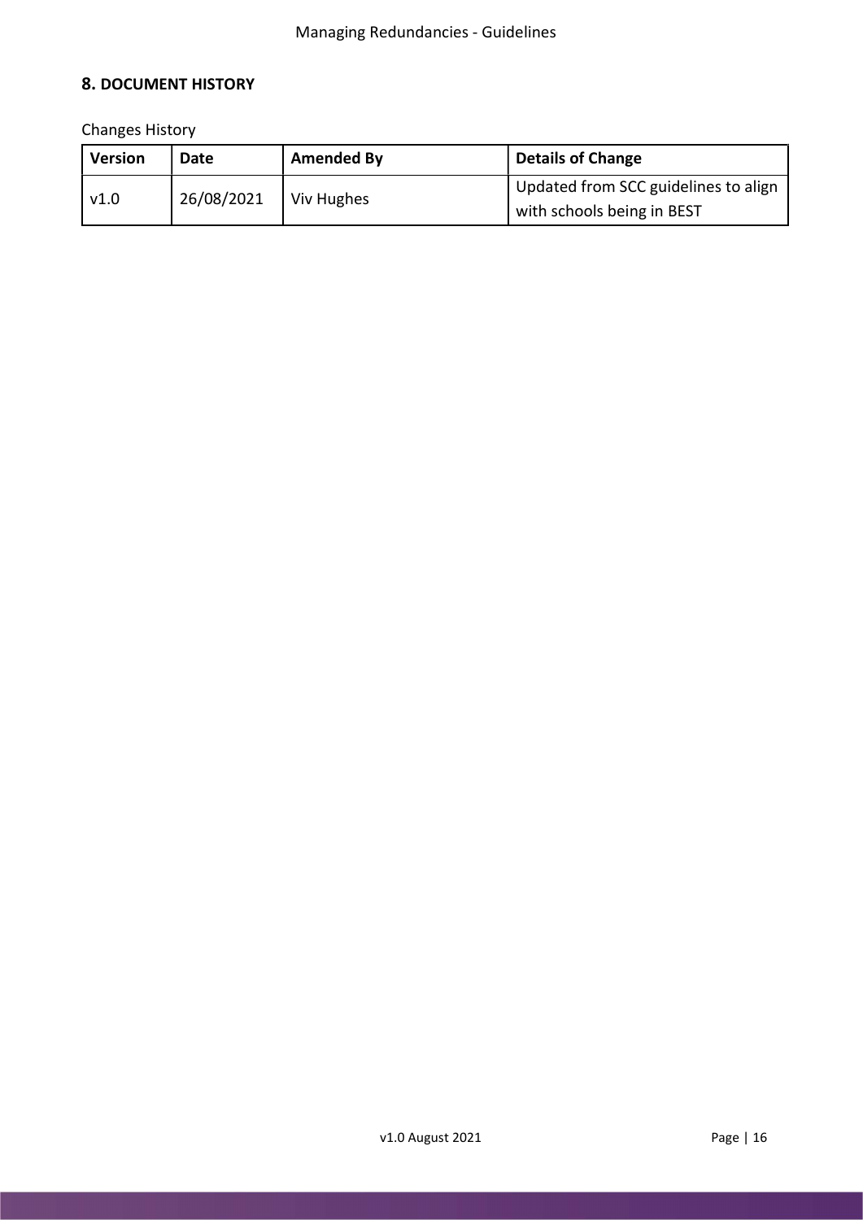## 8. DOCUMENT HISTORY

Changes History

| Version | Date | Amended By | Details of Change |
|---|---|---|---|
| v1.0 | 26/08/2021 | Viv Hughes | Updated from SCC guidelines to align with schools being in BEST |